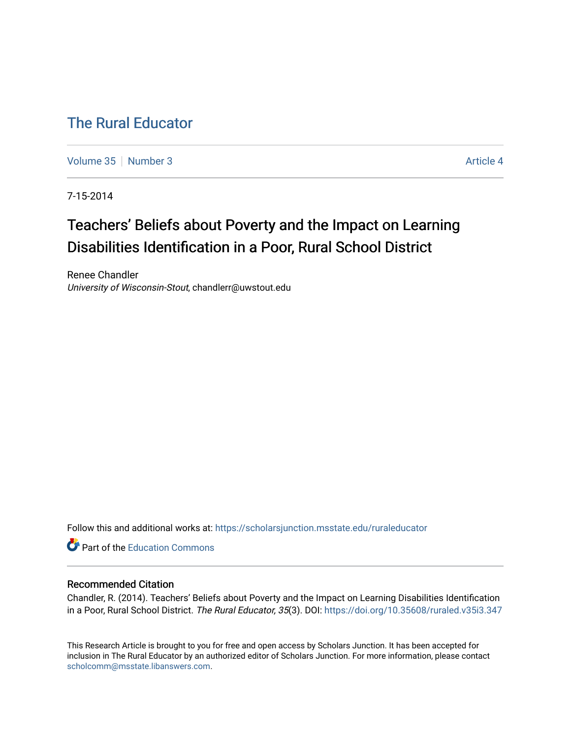# The Rural Educator

Volume 35 | Number 3 | Article 4

7-15-2014

## Teachers' Beliefs about Poverty and the Impact on Learning Disabilities Identification in a Poor, Rural School District

Renee Chandler
*University of Wisconsin-Stout*, chandlerr@uwstout.edu

Follow this and additional works at: https://scholarsjunction.msstate.edu/ruraleducator

Part of the Education Commons

### Recommended Citation

Chandler, R. (2014). Teachers' Beliefs about Poverty and the Impact on Learning Disabilities Identification in a Poor, Rural School District. *The Rural Educator, 35*(3). DOI: https://doi.org/10.35608/ruraled.v35i3.347

This Research Article is brought to you for free and open access by Scholars Junction. It has been accepted for inclusion in The Rural Educator by an authorized editor of Scholars Junction. For more information, please contact scholcomm@msstate.libanswers.com.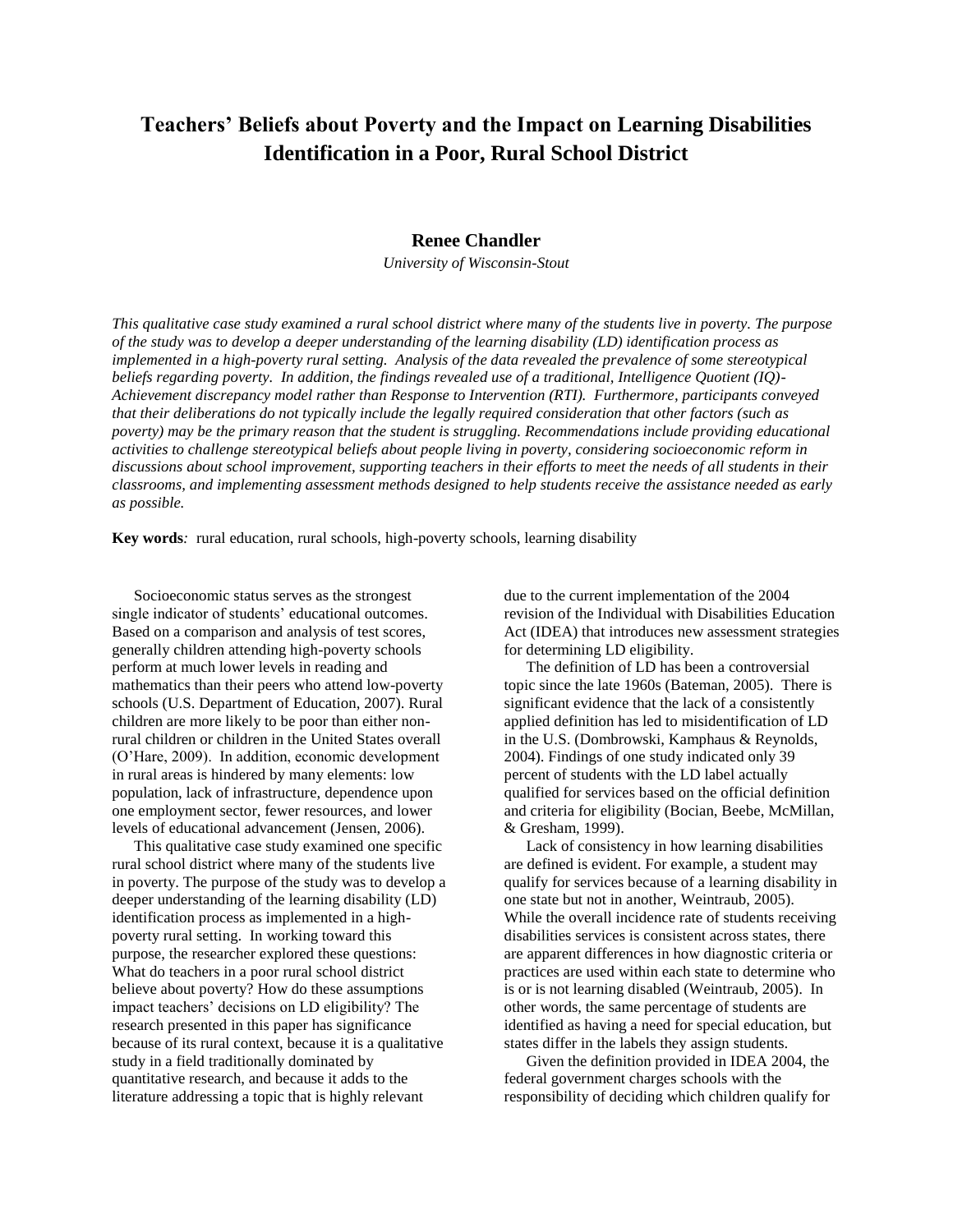# Teachers' Beliefs about Poverty and the Impact on Learning Disabilities Identification in a Poor, Rural School District

**Renee Chandler**

*University of Wisconsin-Stout*

*This qualitative case study examined a rural school district where many of the students live in poverty. The purpose of the study was to develop a deeper understanding of the learning disability (LD) identification process as implemented in a high-poverty rural setting. Analysis of the data revealed the prevalence of some stereotypical beliefs regarding poverty. In addition, the findings revealed use of a traditional, Intelligence Quotient (IQ)-Achievement discrepancy model rather than Response to Intervention (RTI). Furthermore, participants conveyed that their deliberations do not typically include the legally required consideration that other factors (such as poverty) may be the primary reason that the student is struggling. Recommendations include providing educational activities to challenge stereotypical beliefs about people living in poverty, considering socioeconomic reform in discussions about school improvement, supporting teachers in their efforts to meet the needs of all students in their classrooms, and implementing assessment methods designed to help students receive the assistance needed as early as possible.*

**Key words***:* rural education, rural schools, high-poverty schools, learning disability

Socioeconomic status serves as the strongest single indicator of students' educational outcomes. Based on a comparison and analysis of test scores, generally children attending high-poverty schools perform at much lower levels in reading and mathematics than their peers who attend low-poverty schools (U.S. Department of Education, 2007). Rural children are more likely to be poor than either non-rural children or children in the United States overall (O'Hare, 2009). In addition, economic development in rural areas is hindered by many elements: low population, lack of infrastructure, dependence upon one employment sector, fewer resources, and lower levels of educational advancement (Jensen, 2006).

This qualitative case study examined one specific rural school district where many of the students live in poverty. The purpose of the study was to develop a deeper understanding of the learning disability (LD) identification process as implemented in a high-poverty rural setting. In working toward this purpose, the researcher explored these questions: What do teachers in a poor rural school district believe about poverty? How do these assumptions impact teachers' decisions on LD eligibility? The research presented in this paper has significance because of its rural context, because it is a qualitative study in a field traditionally dominated by quantitative research, and because it adds to the literature addressing a topic that is highly relevant due to the current implementation of the 2004 revision of the Individual with Disabilities Education Act (IDEA) that introduces new assessment strategies for determining LD eligibility.

The definition of LD has been a controversial topic since the late 1960s (Bateman, 2005). There is significant evidence that the lack of a consistently applied definition has led to misidentification of LD in the U.S. (Dombrowski, Kamphaus & Reynolds, 2004). Findings of one study indicated only 39 percent of students with the LD label actually qualified for services based on the official definition and criteria for eligibility (Bocian, Beebe, McMillan, & Gresham, 1999).

Lack of consistency in how learning disabilities are defined is evident. For example, a student may qualify for services because of a learning disability in one state but not in another, Weintraub, 2005). While the overall incidence rate of students receiving disabilities services is consistent across states, there are apparent differences in how diagnostic criteria or practices are used within each state to determine who is or is not learning disabled (Weintraub, 2005). In other words, the same percentage of students are identified as having a need for special education, but states differ in the labels they assign students.

Given the definition provided in IDEA 2004, the federal government charges schools with the responsibility of deciding which children qualify for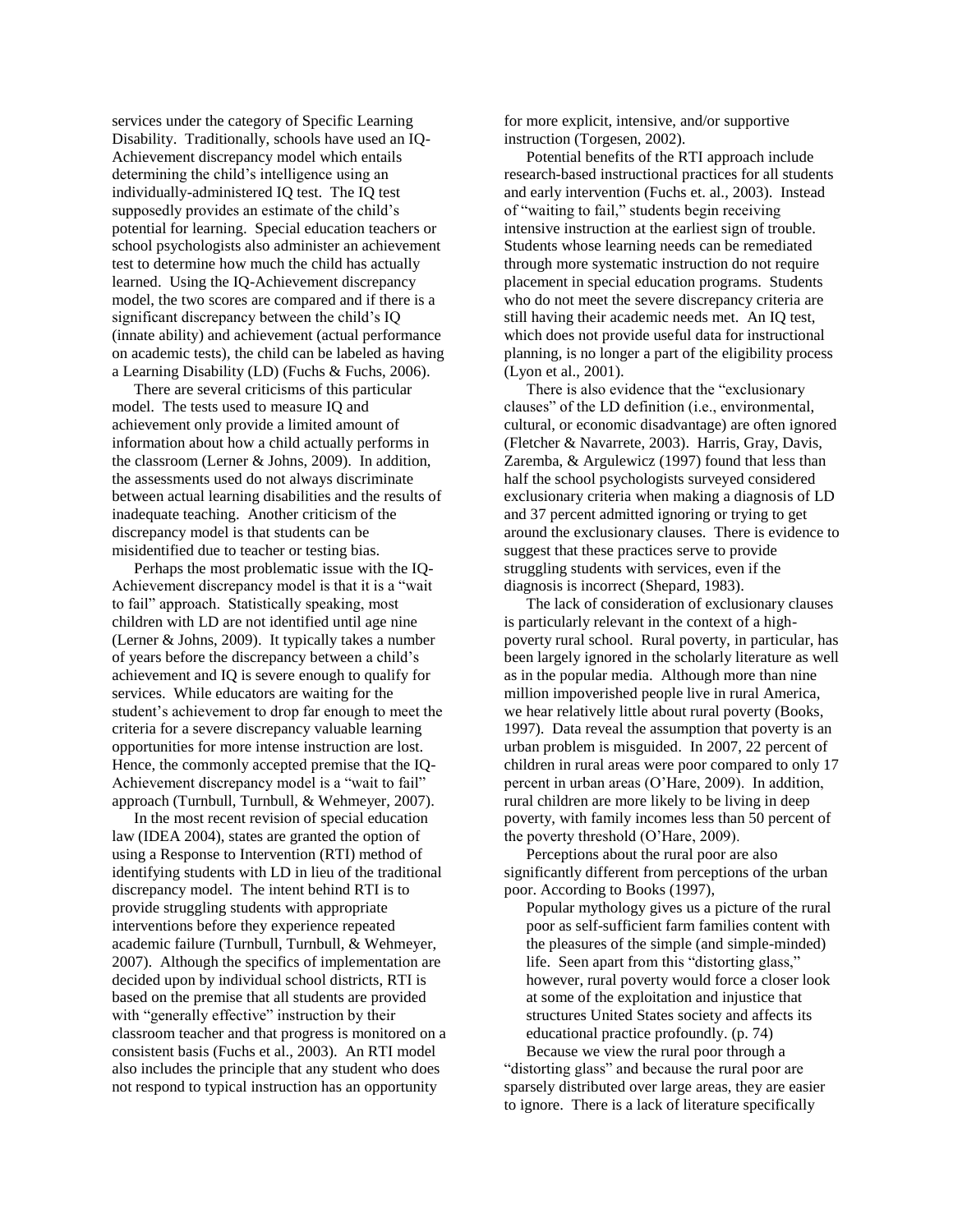services under the category of Specific Learning Disability. Traditionally, schools have used an IQ-Achievement discrepancy model which entails determining the child's intelligence using an individually-administered IQ test. The IQ test supposedly provides an estimate of the child's potential for learning. Special education teachers or school psychologists also administer an achievement test to determine how much the child has actually learned. Using the IQ-Achievement discrepancy model, the two scores are compared and if there is a significant discrepancy between the child's IQ (innate ability) and achievement (actual performance on academic tests), the child can be labeled as having a Learning Disability (LD) (Fuchs & Fuchs, 2006).

There are several criticisms of this particular model. The tests used to measure IQ and achievement only provide a limited amount of information about how a child actually performs in the classroom (Lerner & Johns, 2009). In addition, the assessments used do not always discriminate between actual learning disabilities and the results of inadequate teaching. Another criticism of the discrepancy model is that students can be misidentified due to teacher or testing bias.

Perhaps the most problematic issue with the IQ-Achievement discrepancy model is that it is a "wait to fail" approach. Statistically speaking, most children with LD are not identified until age nine (Lerner & Johns, 2009). It typically takes a number of years before the discrepancy between a child's achievement and IQ is severe enough to qualify for services. While educators are waiting for the student's achievement to drop far enough to meet the criteria for a severe discrepancy valuable learning opportunities for more intense instruction are lost. Hence, the commonly accepted premise that the IQ-Achievement discrepancy model is a "wait to fail" approach (Turnbull, Turnbull, & Wehmeyer, 2007).

In the most recent revision of special education law (IDEA 2004), states are granted the option of using a Response to Intervention (RTI) method of identifying students with LD in lieu of the traditional discrepancy model. The intent behind RTI is to provide struggling students with appropriate interventions before they experience repeated academic failure (Turnbull, Turnbull, & Wehmeyer, 2007). Although the specifics of implementation are decided upon by individual school districts, RTI is based on the premise that all students are provided with "generally effective" instruction by their classroom teacher and that progress is monitored on a consistent basis (Fuchs et al., 2003). An RTI model also includes the principle that any student who does not respond to typical instruction has an opportunity for more explicit, intensive, and/or supportive instruction (Torgesen, 2002).

Potential benefits of the RTI approach include research-based instructional practices for all students and early intervention (Fuchs et. al., 2003). Instead of "waiting to fail," students begin receiving intensive instruction at the earliest sign of trouble. Students whose learning needs can be remediated through more systematic instruction do not require placement in special education programs. Students who do not meet the severe discrepancy criteria are still having their academic needs met. An IQ test, which does not provide useful data for instructional planning, is no longer a part of the eligibility process (Lyon et al., 2001).

There is also evidence that the "exclusionary clauses" of the LD definition (i.e., environmental, cultural, or economic disadvantage) are often ignored (Fletcher & Navarrete, 2003). Harris, Gray, Davis, Zaremba, & Argulewicz (1997) found that less than half the school psychologists surveyed considered exclusionary criteria when making a diagnosis of LD and 37 percent admitted ignoring or trying to get around the exclusionary clauses. There is evidence to suggest that these practices serve to provide struggling students with services, even if the diagnosis is incorrect (Shepard, 1983).

The lack of consideration of exclusionary clauses is particularly relevant in the context of a high-poverty rural school. Rural poverty, in particular, has been largely ignored in the scholarly literature as well as in the popular media. Although more than nine million impoverished people live in rural America, we hear relatively little about rural poverty (Books, 1997). Data reveal the assumption that poverty is an urban problem is misguided. In 2007, 22 percent of children in rural areas were poor compared to only 17 percent in urban areas (O'Hare, 2009). In addition, rural children are more likely to be living in deep poverty, with family incomes less than 50 percent of the poverty threshold (O'Hare, 2009).

Perceptions about the rural poor are also significantly different from perceptions of the urban poor. According to Books (1997),

> Popular mythology gives us a picture of the rural poor as self-sufficient farm families content with the pleasures of the simple (and simple-minded) life. Seen apart from this "distorting glass," however, rural poverty would force a closer look at some of the exploitation and injustice that structures United States society and affects its educational practice profoundly. (p. 74)

Because we view the rural poor through a "distorting glass" and because the rural poor are sparsely distributed over large areas, they are easier to ignore. There is a lack of literature specifically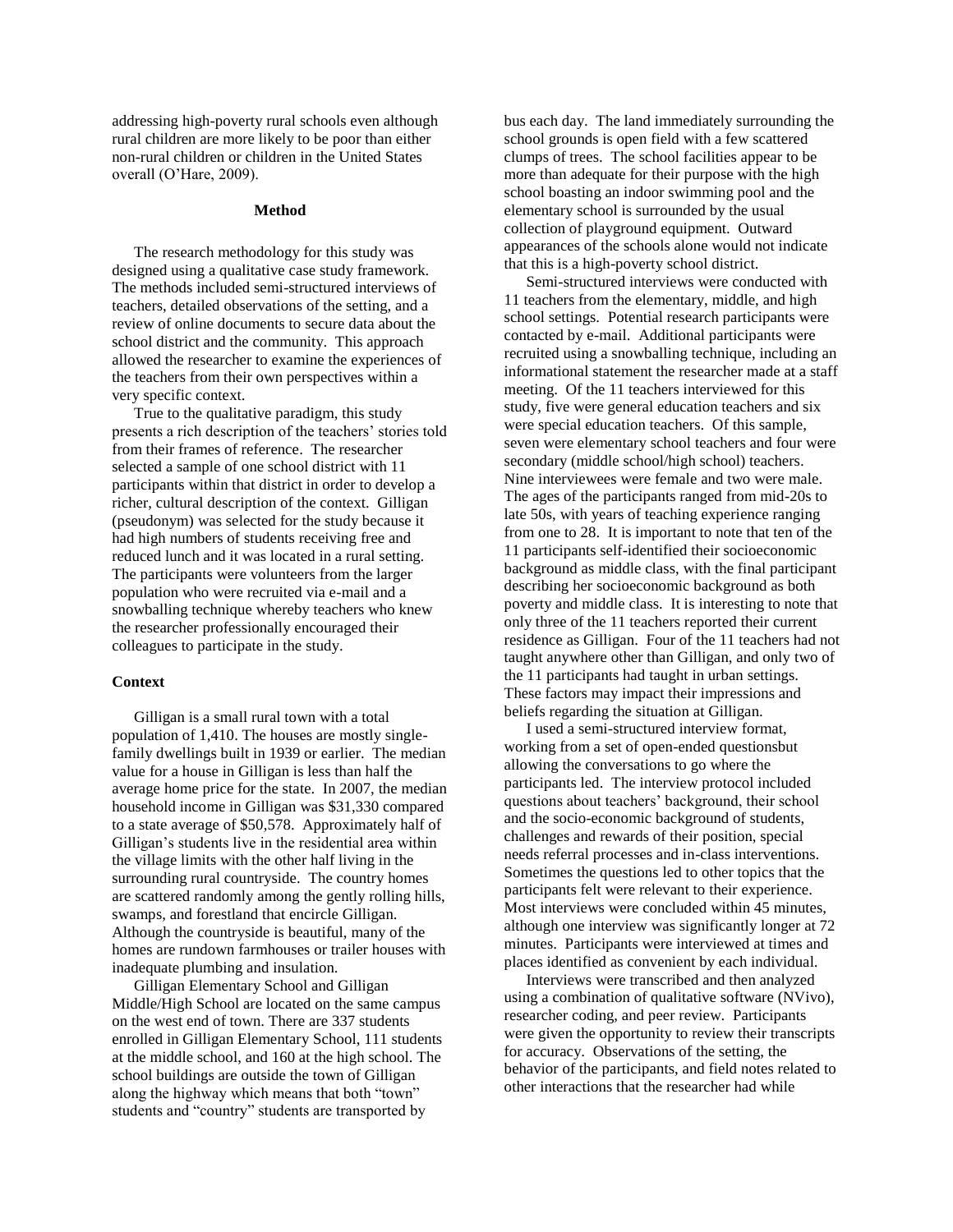addressing high-poverty rural schools even although rural children are more likely to be poor than either non-rural children or children in the United States overall (O'Hare, 2009).

## Method

The research methodology for this study was designed using a qualitative case study framework. The methods included semi-structured interviews of teachers, detailed observations of the setting, and a review of online documents to secure data about the school district and the community. This approach allowed the researcher to examine the experiences of the teachers from their own perspectives within a very specific context.

True to the qualitative paradigm, this study presents a rich description of the teachers' stories told from their frames of reference. The researcher selected a sample of one school district with 11 participants within that district in order to develop a richer, cultural description of the context. Gilligan (pseudonym) was selected for the study because it had high numbers of students receiving free and reduced lunch and it was located in a rural setting. The participants were volunteers from the larger population who were recruited via e-mail and a snowballing technique whereby teachers who knew the researcher professionally encouraged their colleagues to participate in the study.

### Context

Gilligan is a small rural town with a total population of 1,410. The houses are mostly single-family dwellings built in 1939 or earlier. The median value for a house in Gilligan is less than half the average home price for the state. In 2007, the median household income in Gilligan was $31,330 compared to a state average of $50,578. Approximately half of Gilligan's students live in the residential area within the village limits with the other half living in the surrounding rural countryside. The country homes are scattered randomly among the gently rolling hills, swamps, and forestland that encircle Gilligan. Although the countryside is beautiful, many of the homes are rundown farmhouses or trailer houses with inadequate plumbing and insulation.

Gilligan Elementary School and Gilligan Middle/High School are located on the same campus on the west end of town. There are 337 students enrolled in Gilligan Elementary School, 111 students at the middle school, and 160 at the high school. The school buildings are outside the town of Gilligan along the highway which means that both "town" students and "country" students are transported by bus each day. The land immediately surrounding the school grounds is open field with a few scattered clumps of trees. The school facilities appear to be more than adequate for their purpose with the high school boasting an indoor swimming pool and the elementary school is surrounded by the usual collection of playground equipment. Outward appearances of the schools alone would not indicate that this is a high-poverty school district.

Semi-structured interviews were conducted with 11 teachers from the elementary, middle, and high school settings. Potential research participants were contacted by e-mail. Additional participants were recruited using a snowballing technique, including an informational statement the researcher made at a staff meeting. Of the 11 teachers interviewed for this study, five were general education teachers and six were special education teachers. Of this sample, seven were elementary school teachers and four were secondary (middle school/high school) teachers. Nine interviewees were female and two were male. The ages of the participants ranged from mid-20s to late 50s, with years of teaching experience ranging from one to 28. It is important to note that ten of the 11 participants self-identified their socioeconomic background as middle class, with the final participant describing her socioeconomic background as both poverty and middle class. It is interesting to note that only three of the 11 teachers reported their current residence as Gilligan. Four of the 11 teachers had not taught anywhere other than Gilligan, and only two of the 11 participants had taught in urban settings. These factors may impact their impressions and beliefs regarding the situation at Gilligan.

I used a semi-structured interview format, working from a set of open-ended questionsbut allowing the conversations to go where the participants led. The interview protocol included questions about teachers' background, their school and the socio-economic background of students, challenges and rewards of their position, special needs referral processes and in-class interventions. Sometimes the questions led to other topics that the participants felt were relevant to their experience. Most interviews were concluded within 45 minutes, although one interview was significantly longer at 72 minutes. Participants were interviewed at times and places identified as convenient by each individual.

Interviews were transcribed and then analyzed using a combination of qualitative software (NVivo), researcher coding, and peer review. Participants were given the opportunity to review their transcripts for accuracy. Observations of the setting, the behavior of the participants, and field notes related to other interactions that the researcher had while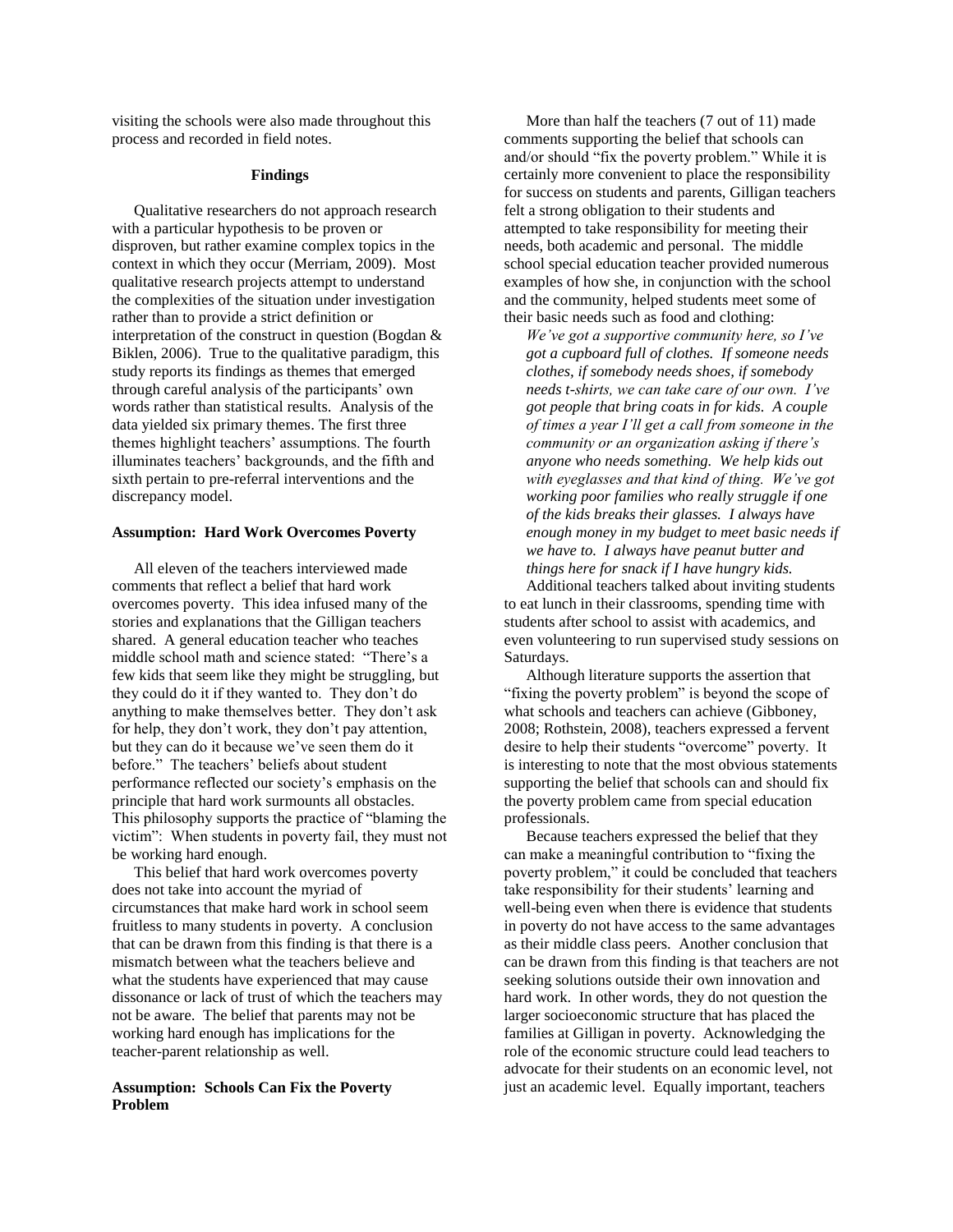visiting the schools were also made throughout this process and recorded in field notes.

### Findings

Qualitative researchers do not approach research with a particular hypothesis to be proven or disproven, but rather examine complex topics in the context in which they occur (Merriam, 2009). Most qualitative research projects attempt to understand the complexities of the situation under investigation rather than to provide a strict definition or interpretation of the construct in question (Bogdan & Biklen, 2006). True to the qualitative paradigm, this study reports its findings as themes that emerged through careful analysis of the participants' own words rather than statistical results. Analysis of the data yielded six primary themes. The first three themes highlight teachers' assumptions. The fourth illuminates teachers' backgrounds, and the fifth and sixth pertain to pre-referral interventions and the discrepancy model.

#### Assumption: Hard Work Overcomes Poverty

All eleven of the teachers interviewed made comments that reflect a belief that hard work overcomes poverty. This idea infused many of the stories and explanations that the Gilligan teachers shared. A general education teacher who teaches middle school math and science stated: "There's a few kids that seem like they might be struggling, but they could do it if they wanted to. They don't do anything to make themselves better. They don't ask for help, they don't work, they don't pay attention, but they can do it because we've seen them do it before." The teachers' beliefs about student performance reflected our society's emphasis on the principle that hard work surmounts all obstacles. This philosophy supports the practice of "blaming the victim": When students in poverty fail, they must not be working hard enough.

This belief that hard work overcomes poverty does not take into account the myriad of circumstances that make hard work in school seem fruitless to many students in poverty. A conclusion that can be drawn from this finding is that there is a mismatch between what the teachers believe and what the students have experienced that may cause dissonance or lack of trust of which the teachers may not be aware. The belief that parents may not be working hard enough has implications for the teacher-parent relationship as well.

#### Assumption: Schools Can Fix the Poverty Problem

More than half the teachers (7 out of 11) made comments supporting the belief that schools can and/or should "fix the poverty problem." While it is certainly more convenient to place the responsibility for success on students and parents, Gilligan teachers felt a strong obligation to their students and attempted to take responsibility for meeting their needs, both academic and personal. The middle school special education teacher provided numerous examples of how she, in conjunction with the school and the community, helped students meet some of their basic needs such as food and clothing:

> *We've got a supportive community here, so I've got a cupboard full of clothes. If someone needs clothes, if somebody needs shoes, if somebody needs t-shirts, we can take care of our own. I've got people that bring coats in for kids. A couple of times a year I'll get a call from someone in the community or an organization asking if there's anyone who needs something. We help kids out with eyeglasses and that kind of thing. We've got working poor families who really struggle if one of the kids breaks their glasses. I always have enough money in my budget to meet basic needs if we have to. I always have peanut butter and things here for snack if I have hungry kids.*

Additional teachers talked about inviting students to eat lunch in their classrooms, spending time with students after school to assist with academics, and even volunteering to run supervised study sessions on Saturdays.

Although literature supports the assertion that "fixing the poverty problem" is beyond the scope of what schools and teachers can achieve (Gibboney, 2008; Rothstein, 2008), teachers expressed a fervent desire to help their students "overcome" poverty. It is interesting to note that the most obvious statements supporting the belief that schools can and should fix the poverty problem came from special education professionals.

Because teachers expressed the belief that they can make a meaningful contribution to "fixing the poverty problem," it could be concluded that teachers take responsibility for their students' learning and well-being even when there is evidence that students in poverty do not have access to the same advantages as their middle class peers. Another conclusion that can be drawn from this finding is that teachers are not seeking solutions outside their own innovation and hard work. In other words, they do not question the larger socioeconomic structure that has placed the families at Gilligan in poverty. Acknowledging the role of the economic structure could lead teachers to advocate for their students on an economic level, not just an academic level. Equally important, teachers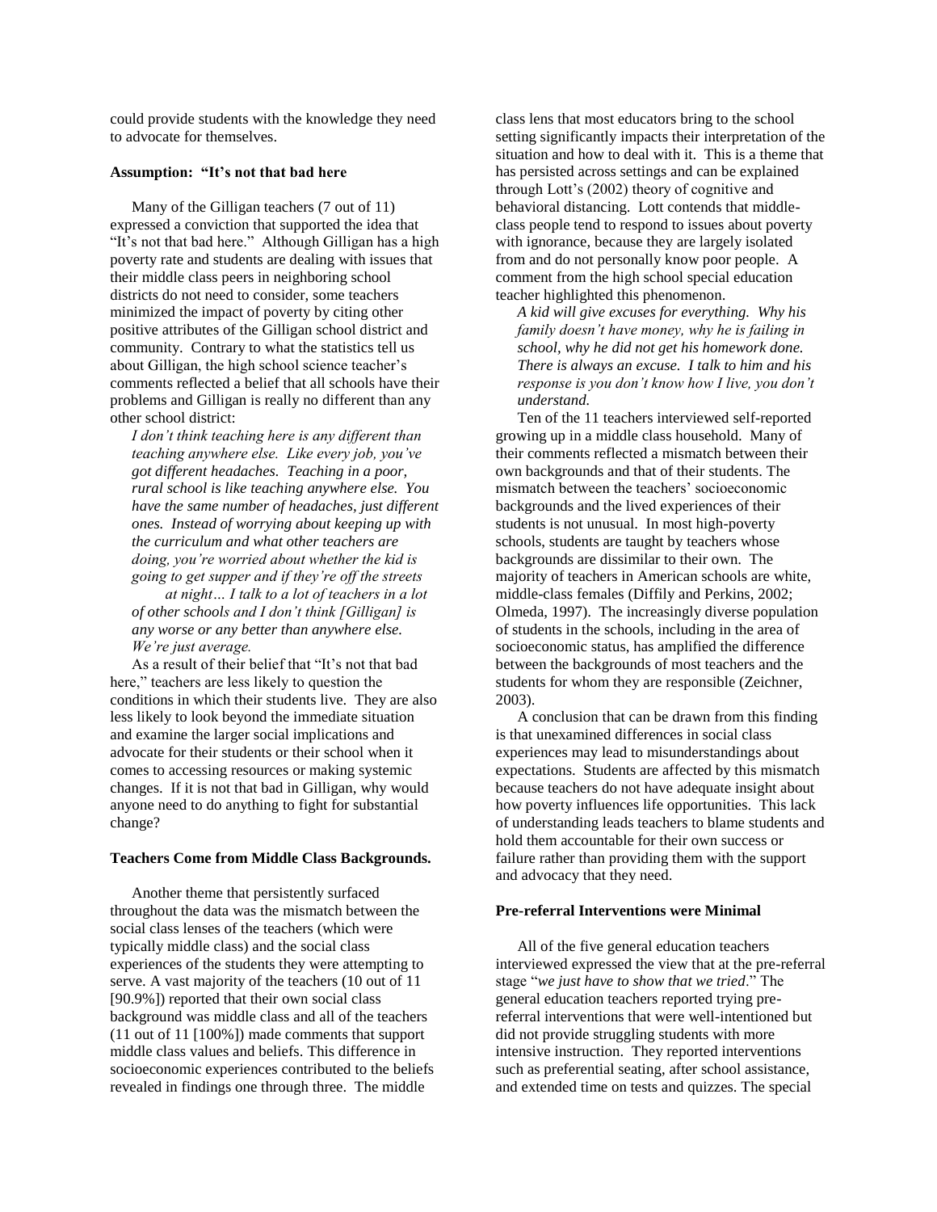could provide students with the knowledge they need to advocate for themselves.

### Assumption: "It's not that bad here

Many of the Gilligan teachers (7 out of 11) expressed a conviction that supported the idea that "It's not that bad here." Although Gilligan has a high poverty rate and students are dealing with issues that their middle class peers in neighboring school districts do not need to consider, some teachers minimized the impact of poverty by citing other positive attributes of the Gilligan school district and community. Contrary to what the statistics tell us about Gilligan, the high school science teacher's comments reflected a belief that all schools have their problems and Gilligan is really no different than any other school district:

> *I don't think teaching here is any different than teaching anywhere else. Like every job, you've got different headaches. Teaching in a poor, rural school is like teaching anywhere else. You have the same number of headaches, just different ones. Instead of worrying about keeping up with the curriculum and what other teachers are doing, you're worried about whether the kid is going to get supper and if they're off the streets at night… I talk to a lot of teachers in a lot of other schools and I don't think [Gilligan] is any worse or any better than anywhere else. We're just average.*

As a result of their belief that "It's not that bad here," teachers are less likely to question the conditions in which their students live. They are also less likely to look beyond the immediate situation and examine the larger social implications and advocate for their students or their school when it comes to accessing resources or making systemic changes. If it is not that bad in Gilligan, why would anyone need to do anything to fight for substantial change?

### Teachers Come from Middle Class Backgrounds.

Another theme that persistently surfaced throughout the data was the mismatch between the social class lenses of the teachers (which were typically middle class) and the social class experiences of the students they were attempting to serve. A vast majority of the teachers (10 out of 11 [90.9%]) reported that their own social class background was middle class and all of the teachers (11 out of 11 [100%]) made comments that support middle class values and beliefs. This difference in socioeconomic experiences contributed to the beliefs revealed in findings one through three. The middle class lens that most educators bring to the school setting significantly impacts their interpretation of the situation and how to deal with it. This is a theme that has persisted across settings and can be explained through Lott's (2002) theory of cognitive and behavioral distancing. Lott contends that middle-class people tend to respond to issues about poverty with ignorance, because they are largely isolated from and do not personally know poor people. A comment from the high school special education teacher highlighted this phenomenon.

> *A kid will give excuses for everything. Why his family doesn't have money, why he is failing in school, why he did not get his homework done. There is always an excuse. I talk to him and his response is you don't know how I live, you don't understand.*

Ten of the 11 teachers interviewed self-reported growing up in a middle class household. Many of their comments reflected a mismatch between their own backgrounds and that of their students. The mismatch between the teachers' socioeconomic backgrounds and the lived experiences of their students is not unusual. In most high-poverty schools, students are taught by teachers whose backgrounds are dissimilar to their own. The majority of teachers in American schools are white, middle-class females (Diffily and Perkins, 2002; Olmeda, 1997). The increasingly diverse population of students in the schools, including in the area of socioeconomic status, has amplified the difference between the backgrounds of most teachers and the students for whom they are responsible (Zeichner, 2003).

A conclusion that can be drawn from this finding is that unexamined differences in social class experiences may lead to misunderstandings about expectations. Students are affected by this mismatch because teachers do not have adequate insight about how poverty influences life opportunities. This lack of understanding leads teachers to blame students and hold them accountable for their own success or failure rather than providing them with the support and advocacy that they need.

### Pre-referral Interventions were Minimal

All of the five general education teachers interviewed expressed the view that at the pre-referral stage "*we just have to show that we tried*." The general education teachers reported trying pre-referral interventions that were well-intentioned but did not provide struggling students with more intensive instruction. They reported interventions such as preferential seating, after school assistance, and extended time on tests and quizzes. The special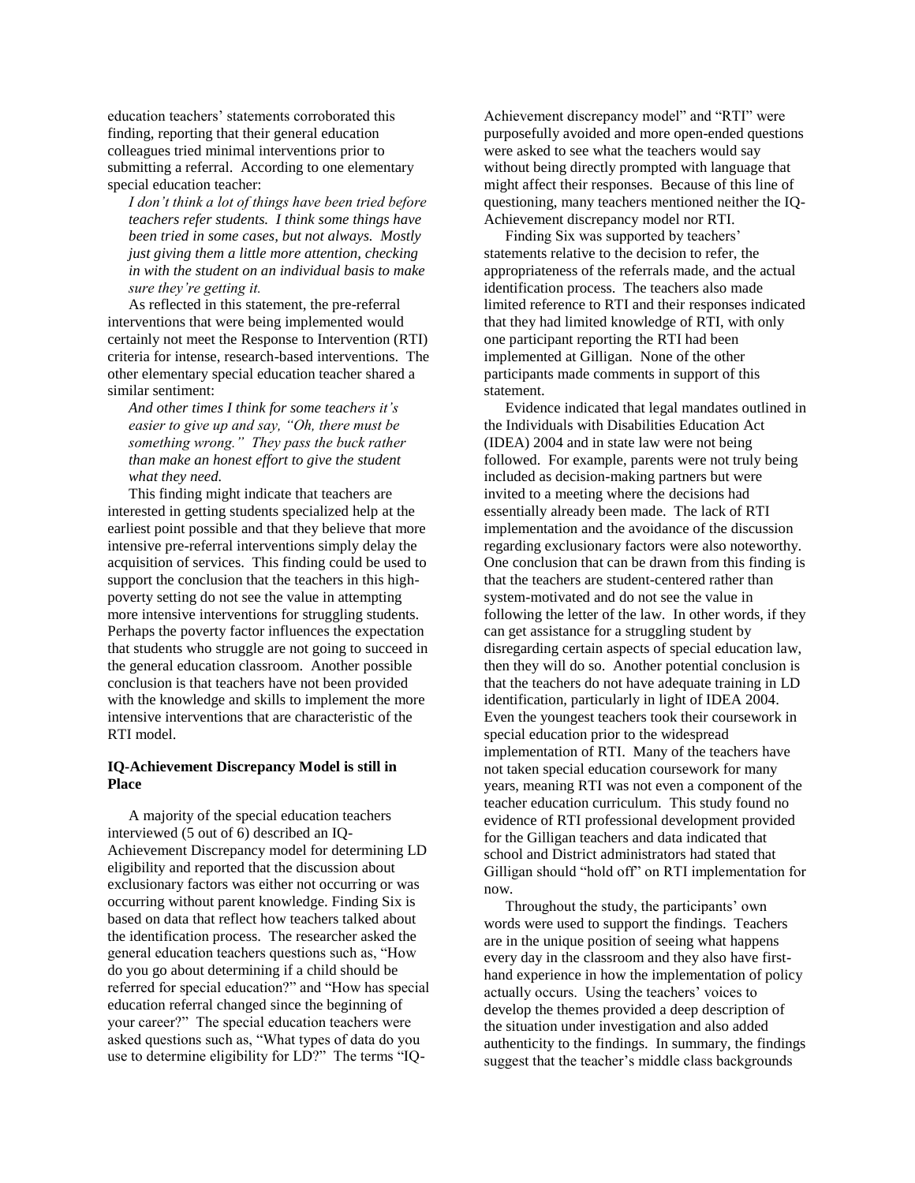education teachers' statements corroborated this finding, reporting that their general education colleagues tried minimal interventions prior to submitting a referral. According to one elementary special education teacher:

*I don't think a lot of things have been tried before teachers refer students. I think some things have been tried in some cases, but not always. Mostly just giving them a little more attention, checking in with the student on an individual basis to make sure they're getting it.*

As reflected in this statement, the pre-referral interventions that were being implemented would certainly not meet the Response to Intervention (RTI) criteria for intense, research-based interventions. The other elementary special education teacher shared a similar sentiment:

*And other times I think for some teachers it's easier to give up and say, "Oh, there must be something wrong." They pass the buck rather than make an honest effort to give the student what they need.*

This finding might indicate that teachers are interested in getting students specialized help at the earliest point possible and that they believe that more intensive pre-referral interventions simply delay the acquisition of services. This finding could be used to support the conclusion that the teachers in this high-poverty setting do not see the value in attempting more intensive interventions for struggling students. Perhaps the poverty factor influences the expectation that students who struggle are not going to succeed in the general education classroom. Another possible conclusion is that teachers have not been provided with the knowledge and skills to implement the more intensive interventions that are characteristic of the RTI model.

**IQ-Achievement Discrepancy Model is still in Place**

A majority of the special education teachers interviewed (5 out of 6) described an IQ-Achievement Discrepancy model for determining LD eligibility and reported that the discussion about exclusionary factors was either not occurring or was occurring without parent knowledge. Finding Six is based on data that reflect how teachers talked about the identification process. The researcher asked the general education teachers questions such as, "How do you go about determining if a child should be referred for special education?" and "How has special education referral changed since the beginning of your career?" The special education teachers were asked questions such as, "What types of data do you use to determine eligibility for LD?" The terms "IQ-Achievement discrepancy model" and "RTI" were purposefully avoided and more open-ended questions were asked to see what the teachers would say without being directly prompted with language that might affect their responses. Because of this line of questioning, many teachers mentioned neither the IQ-Achievement discrepancy model nor RTI.

Finding Six was supported by teachers' statements relative to the decision to refer, the appropriateness of the referrals made, and the actual identification process. The teachers also made limited reference to RTI and their responses indicated that they had limited knowledge of RTI, with only one participant reporting the RTI had been implemented at Gilligan. None of the other participants made comments in support of this statement.

Evidence indicated that legal mandates outlined in the Individuals with Disabilities Education Act (IDEA) 2004 and in state law were not being followed. For example, parents were not truly being included as decision-making partners but were invited to a meeting where the decisions had essentially already been made. The lack of RTI implementation and the avoidance of the discussion regarding exclusionary factors were also noteworthy. One conclusion that can be drawn from this finding is that the teachers are student-centered rather than system-motivated and do not see the value in following the letter of the law. In other words, if they can get assistance for a struggling student by disregarding certain aspects of special education law, then they will do so. Another potential conclusion is that the teachers do not have adequate training in LD identification, particularly in light of IDEA 2004. Even the youngest teachers took their coursework in special education prior to the widespread implementation of RTI. Many of the teachers have not taken special education coursework for many years, meaning RTI was not even a component of the teacher education curriculum. This study found no evidence of RTI professional development provided for the Gilligan teachers and data indicated that school and District administrators had stated that Gilligan should "hold off" on RTI implementation for now.

Throughout the study, the participants' own words were used to support the findings. Teachers are in the unique position of seeing what happens every day in the classroom and they also have first-hand experience in how the implementation of policy actually occurs. Using the teachers' voices to develop the themes provided a deep description of the situation under investigation and also added authenticity to the findings. In summary, the findings suggest that the teacher's middle class backgrounds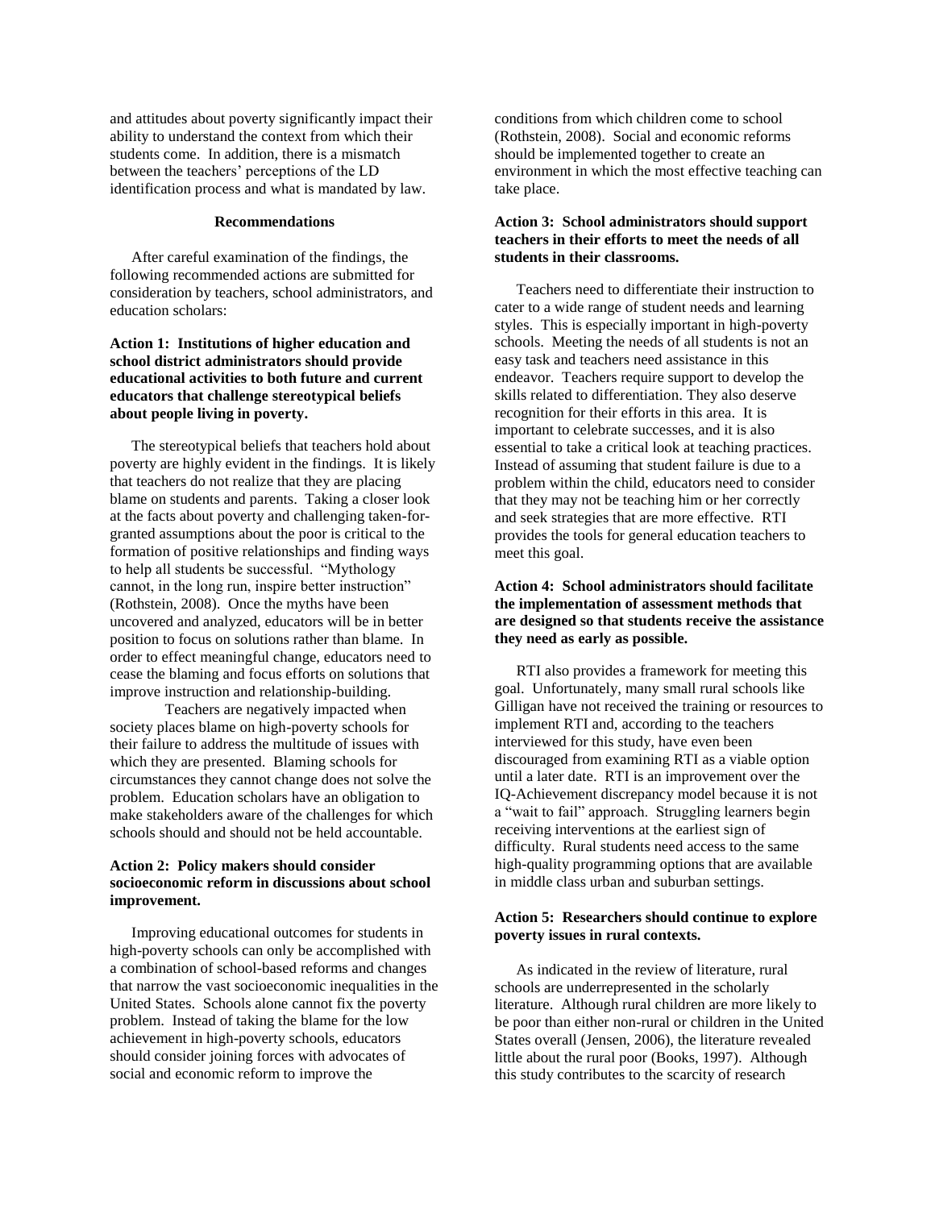and attitudes about poverty significantly impact their ability to understand the context from which their students come. In addition, there is a mismatch between the teachers' perceptions of the LD identification process and what is mandated by law.

## Recommendations

After careful examination of the findings, the following recommended actions are submitted for consideration by teachers, school administrators, and education scholars:

**Action 1: Institutions of higher education and school district administrators should provide educational activities to both future and current educators that challenge stereotypical beliefs about people living in poverty.**

The stereotypical beliefs that teachers hold about poverty are highly evident in the findings. It is likely that teachers do not realize that they are placing blame on students and parents. Taking a closer look at the facts about poverty and challenging taken-for-granted assumptions about the poor is critical to the formation of positive relationships and finding ways to help all students be successful. "Mythology cannot, in the long run, inspire better instruction" (Rothstein, 2008). Once the myths have been uncovered and analyzed, educators will be in better position to focus on solutions rather than blame. In order to effect meaningful change, educators need to cease the blaming and focus efforts on solutions that improve instruction and relationship-building.

Teachers are negatively impacted when society places blame on high-poverty schools for their failure to address the multitude of issues with which they are presented. Blaming schools for circumstances they cannot change does not solve the problem. Education scholars have an obligation to make stakeholders aware of the challenges for which schools should and should not be held accountable.

**Action 2: Policy makers should consider socioeconomic reform in discussions about school improvement.**

Improving educational outcomes for students in high-poverty schools can only be accomplished with a combination of school-based reforms and changes that narrow the vast socioeconomic inequalities in the United States. Schools alone cannot fix the poverty problem. Instead of taking the blame for the low achievement in high-poverty schools, educators should consider joining forces with advocates of social and economic reform to improve the conditions from which children come to school (Rothstein, 2008). Social and economic reforms should be implemented together to create an environment in which the most effective teaching can take place.

**Action 3: School administrators should support teachers in their efforts to meet the needs of all students in their classrooms.**

Teachers need to differentiate their instruction to cater to a wide range of student needs and learning styles. This is especially important in high-poverty schools. Meeting the needs of all students is not an easy task and teachers need assistance in this endeavor. Teachers require support to develop the skills related to differentiation. They also deserve recognition for their efforts in this area. It is important to celebrate successes, and it is also essential to take a critical look at teaching practices. Instead of assuming that student failure is due to a problem within the child, educators need to consider that they may not be teaching him or her correctly and seek strategies that are more effective. RTI provides the tools for general education teachers to meet this goal.

**Action 4: School administrators should facilitate the implementation of assessment methods that are designed so that students receive the assistance they need as early as possible.**

RTI also provides a framework for meeting this goal. Unfortunately, many small rural schools like Gilligan have not received the training or resources to implement RTI and, according to the teachers interviewed for this study, have even been discouraged from examining RTI as a viable option until a later date. RTI is an improvement over the IQ-Achievement discrepancy model because it is not a "wait to fail" approach. Struggling learners begin receiving interventions at the earliest sign of difficulty. Rural students need access to the same high-quality programming options that are available in middle class urban and suburban settings.

**Action 5: Researchers should continue to explore poverty issues in rural contexts.**

As indicated in the review of literature, rural schools are underrepresented in the scholarly literature. Although rural children are more likely to be poor than either non-rural or children in the United States overall (Jensen, 2006), the literature revealed little about the rural poor (Books, 1997). Although this study contributes to the scarcity of research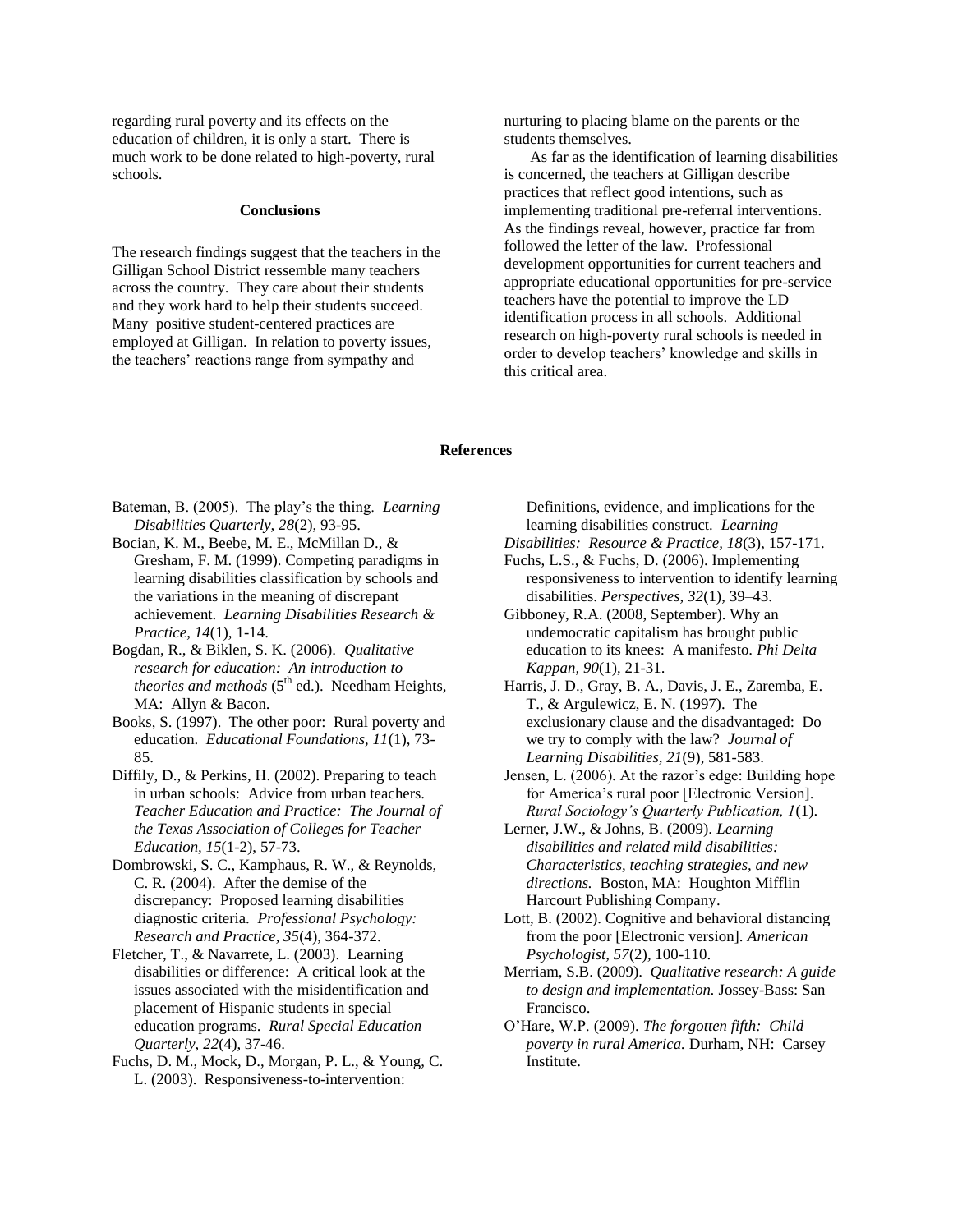regarding rural poverty and its effects on the education of children, it is only a start. There is much work to be done related to high-poverty, rural schools.

## Conclusions

The research findings suggest that the teachers in the Gilligan School District ressemble many teachers across the country. They care about their students and they work hard to help their students succeed. Many positive student-centered practices are employed at Gilligan. In relation to poverty issues, the teachers' reactions range from sympathy and nurturing to placing blame on the parents or the students themselves.

As far as the identification of learning disabilities is concerned, the teachers at Gilligan describe practices that reflect good intentions, such as implementing traditional pre-referral interventions. As the findings reveal, however, practice far from followed the letter of the law. Professional development opportunities for current teachers and appropriate educational opportunities for pre-service teachers have the potential to improve the LD identification process in all schools. Additional research on high-poverty rural schools is needed in order to develop teachers' knowledge and skills in this critical area.

## References

Bateman, B. (2005). The play's the thing. *Learning Disabilities Quarterly, 28*(2), 93-95.

Bocian, K. M., Beebe, M. E., McMillan D., & Gresham, F. M. (1999). Competing paradigms in learning disabilities classification by schools and the variations in the meaning of discrepant achievement. *Learning Disabilities Research & Practice, 14*(1), 1-14.

Bogdan, R., & Biklen, S. K. (2006). *Qualitative research for education: An introduction to theories and methods* (5th ed.). Needham Heights, MA: Allyn & Bacon.

Books, S. (1997). The other poor: Rural poverty and education. *Educational Foundations, 11*(1), 73-85.

Diffily, D., & Perkins, H. (2002). Preparing to teach in urban schools: Advice from urban teachers. *Teacher Education and Practice: The Journal of the Texas Association of Colleges for Teacher Education, 15*(1-2), 57-73.

Dombrowski, S. C., Kamphaus, R. W., & Reynolds, C. R. (2004). After the demise of the discrepancy: Proposed learning disabilities diagnostic criteria. *Professional Psychology: Research and Practice, 35*(4), 364-372.

Fletcher, T., & Navarrete, L. (2003). Learning disabilities or difference: A critical look at the issues associated with the misidentification and placement of Hispanic students in special education programs. *Rural Special Education Quarterly, 22*(4), 37-46.

Fuchs, D. M., Mock, D., Morgan, P. L., & Young, C. L. (2003). Responsiveness-to-intervention: Definitions, evidence, and implications for the learning disabilities construct. *Learning Disabilities: Resource & Practice, 18*(3), 157-171.

Fuchs, L.S., & Fuchs, D. (2006). Implementing responsiveness to intervention to identify learning disabilities. *Perspectives, 32*(1), 39–43.

Gibboney, R.A. (2008, September). Why an undemocratic capitalism has brought public education to its knees: A manifesto. *Phi Delta Kappan, 90*(1), 21-31.

Harris, J. D., Gray, B. A., Davis, J. E., Zaremba, E. T., & Argulewicz, E. N. (1997). The exclusionary clause and the disadvantaged: Do we try to comply with the law? *Journal of Learning Disabilities, 21*(9), 581-583.

Jensen, L. (2006). At the razor's edge: Building hope for America's rural poor [Electronic Version]. *Rural Sociology's Quarterly Publication, 1*(1).

Lerner, J.W., & Johns, B. (2009). *Learning disabilities and related mild disabilities: Characteristics, teaching strategies, and new directions.* Boston, MA: Houghton Mifflin Harcourt Publishing Company.

Lott, B. (2002). Cognitive and behavioral distancing from the poor [Electronic version]. *American Psychologist, 57*(2), 100-110.

Merriam, S.B. (2009). *Qualitative research: A guide to design and implementation.* Jossey-Bass: San Francisco.

O'Hare, W.P. (2009). *The forgotten fifth: Child poverty in rural America.* Durham, NH: Carsey Institute.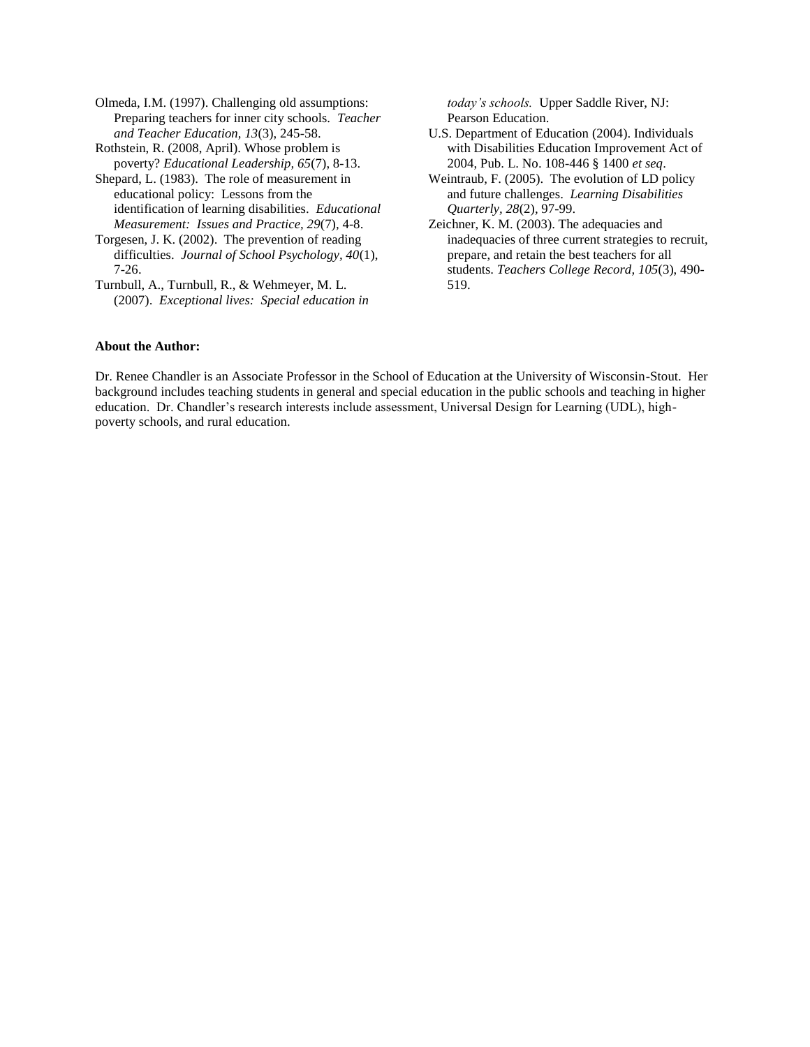Olmeda, I.M. (1997). Challenging old assumptions: Preparing teachers for inner city schools. *Teacher and Teacher Education, 13*(3), 245-58.

Rothstein, R. (2008, April). Whose problem is poverty? *Educational Leadership, 65*(7), 8-13.

Shepard, L. (1983). The role of measurement in educational policy: Lessons from the identification of learning disabilities. *Educational Measurement: Issues and Practice, 29*(7), 4-8.

Torgesen, J. K. (2002). The prevention of reading difficulties. *Journal of School Psychology, 40*(1), 7-26.

Turnbull, A., Turnbull, R., & Wehmeyer, M. L. (2007). *Exceptional lives: Special education in today's schools.* Upper Saddle River, NJ: Pearson Education.

U.S. Department of Education (2004). Individuals with Disabilities Education Improvement Act of 2004, Pub. L. No. 108-446 § 1400 *et seq*.

Weintraub, F. (2005). The evolution of LD policy and future challenges. *Learning Disabilities Quarterly, 28*(2), 97-99.

Zeichner, K. M. (2003). The adequacies and inadequacies of three current strategies to recruit, prepare, and retain the best teachers for all students. *Teachers College Record, 105*(3), 490-519.

**About the Author:**

Dr. Renee Chandler is an Associate Professor in the School of Education at the University of Wisconsin-Stout. Her background includes teaching students in general and special education in the public schools and teaching in higher education. Dr. Chandler's research interests include assessment, Universal Design for Learning (UDL), high-poverty schools, and rural education.